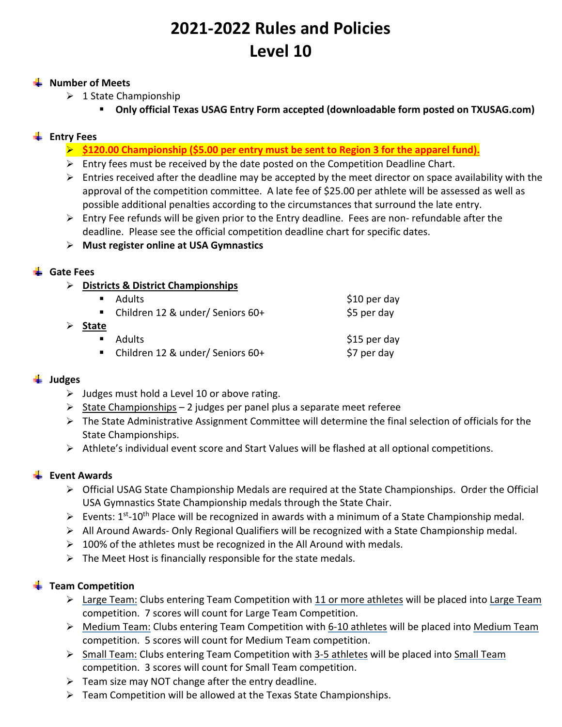# 2021-2022 Rules and Policies
# Level 10

- **Number of Meets**
  - 1 State Championship
    - **Only official Texas USAG Entry Form accepted (downloadable form posted on TXUSAG.com)**

- **Entry Fees**
  - **$120.00 Championship ($5.00 per entry must be sent to Region 3 for the apparel fund).**
  - Entry fees must be received by the date posted on the Competition Deadline Chart.
  - Entries received after the deadline may be accepted by the meet director on space availability with the approval of the competition committee. A late fee of $25.00 per athlete will be assessed as well as possible additional penalties according to the circumstances that surround the late entry.
  - Entry Fee refunds will be given prior to the Entry deadline. Fees are non- refundable after the deadline. Please see the official competition deadline chart for specific dates.
  - **Must register online at USA Gymnastics**

- **Gate Fees**
  - Districts & District Championships
    - Adults — $10 per day
    - Children 12 & under/ Seniors 60+ — $5 per day
  - State
    - Adults — $15 per day
    - Children 12 & under/ Seniors 60+ — $7 per day

- **Judges**
  - Judges must hold a Level 10 or above rating.
  - State Championships – 2 judges per panel plus a separate meet referee
  - The State Administrative Assignment Committee will determine the final selection of officials for the State Championships.
  - Athlete's individual event score and Start Values will be flashed at all optional competitions.

- **Event Awards**
  - Official USAG State Championship Medals are required at the State Championships. Order the Official USA Gymnastics State Championship medals through the State Chair.
  - Events: 1st-10th Place will be recognized in awards with a minimum of a State Championship medal.
  - All Around Awards- Only Regional Qualifiers will be recognized with a State Championship medal.
  - 100% of the athletes must be recognized in the All Around with medals.
  - The Meet Host is financially responsible for the state medals.

- **Team Competition**
  - Large Team: Clubs entering Team Competition with 11 or more athletes will be placed into Large Team competition. 7 scores will count for Large Team Competition.
  - Medium Team: Clubs entering Team Competition with 6-10 athletes will be placed into Medium Team competition. 5 scores will count for Medium Team competition.
  - Small Team: Clubs entering Team Competition with 3-5 athletes will be placed into Small Team competition. 3 scores will count for Small Team competition.
  - Team size may NOT change after the entry deadline.
  - Team Competition will be allowed at the Texas State Championships.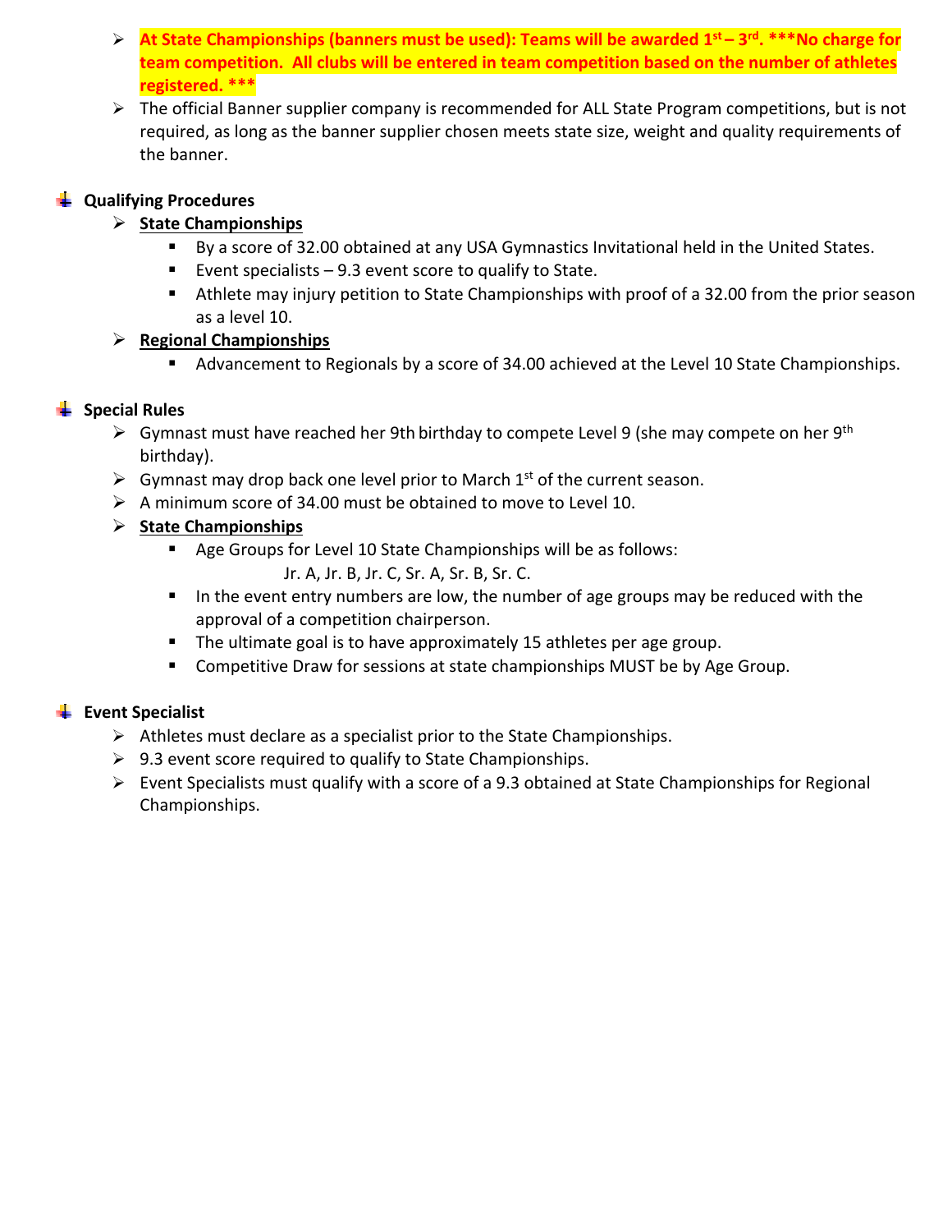- **At State Championships (banners must be used): Teams will be awarded 1st – 3rd. \*\*\*No charge for team competition. All clubs will be entered in team competition based on the number of athletes registered. \*\*\***
- The official Banner supplier company is recommended for ALL State Program competitions, but is not required, as long as the banner supplier chosen meets state size, weight and quality requirements of the banner.

## Qualifying Procedures

- **State Championships**
  - By a score of 32.00 obtained at any USA Gymnastics Invitational held in the United States.
  - Event specialists – 9.3 event score to qualify to State.
  - Athlete may injury petition to State Championships with proof of a 32.00 from the prior season as a level 10.
- **Regional Championships**
  - Advancement to Regionals by a score of 34.00 achieved at the Level 10 State Championships.

## Special Rules

- Gymnast must have reached her 9th birthday to compete Level 9 (she may compete on her 9th birthday).
- Gymnast may drop back one level prior to March 1st of the current season.
- A minimum score of 34.00 must be obtained to move to Level 10.
- **State Championships**
  - Age Groups for Level 10 State Championships will be as follows:
    Jr. A, Jr. B, Jr. C, Sr. A, Sr. B, Sr. C.
  - In the event entry numbers are low, the number of age groups may be reduced with the approval of a competition chairperson.
  - The ultimate goal is to have approximately 15 athletes per age group.
  - Competitive Draw for sessions at state championships MUST be by Age Group.

## Event Specialist

- Athletes must declare as a specialist prior to the State Championships.
- 9.3 event score required to qualify to State Championships.
- Event Specialists must qualify with a score of a 9.3 obtained at State Championships for Regional Championships.